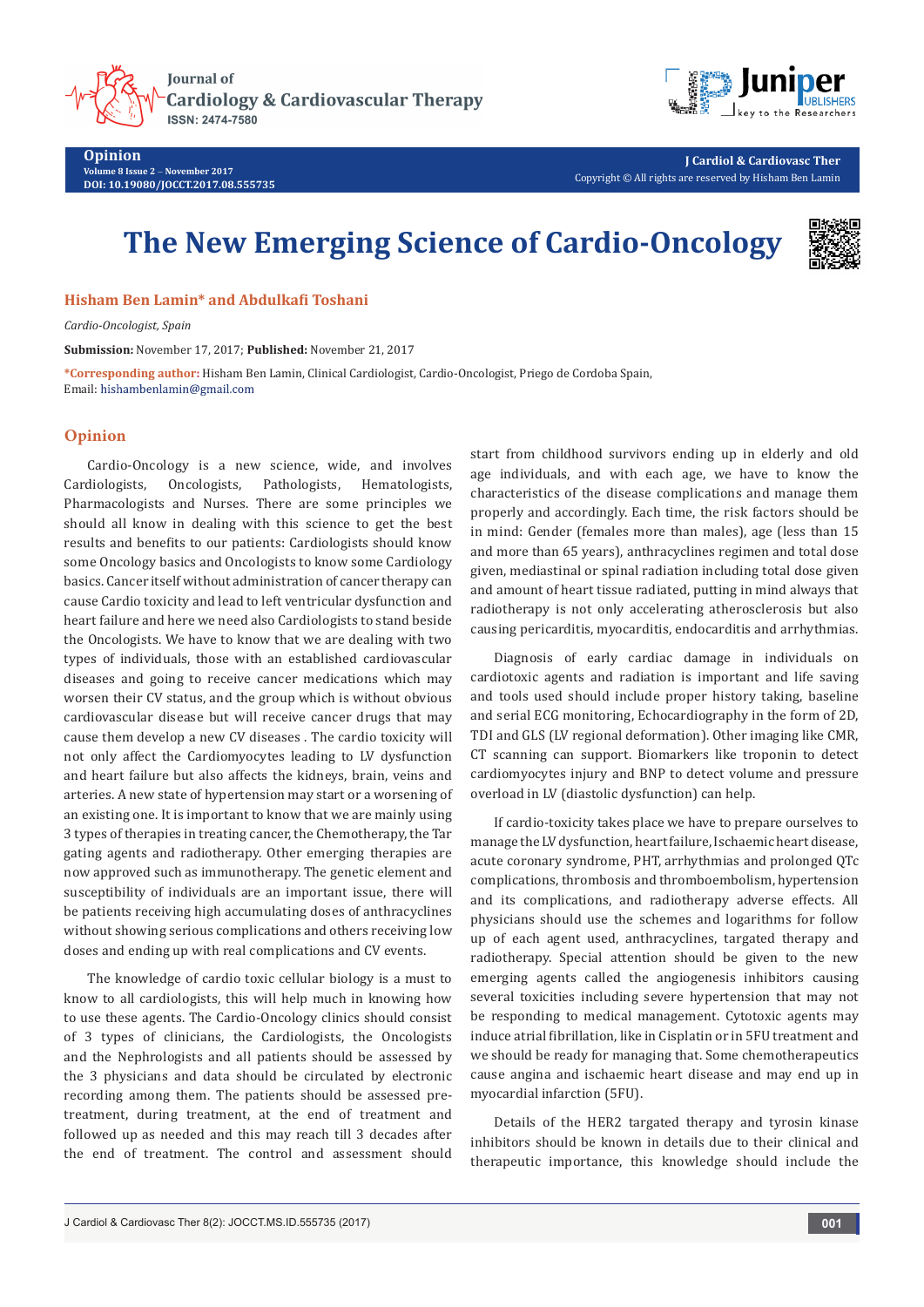# The New Emerging Science of Cardio-Oncology

**Hisham Ben Lamin* and Abdulkafi Toshani**

*Cardio-Oncologist, Spain*

**Submission:** November 17, 2017; **Published:** November 21, 2017

***Corresponding author:** Hisham Ben Lamin, Clinical Cardiologist, Cardio-Oncologist, Priego de Cordoba Spain, Email: hishambenlamin@gmail.com

## Opinion

Cardio-Oncology is a new science, wide, and involves Cardiologists, Oncologists, Pathologists, Hematologists, Pharmacologists and Nurses. There are some principles we should all know in dealing with this science to get the best results and benefits to our patients: Cardiologists should know some Oncology basics and Oncologists to know some Cardiology basics. Cancer itself without administration of cancer therapy can cause Cardio toxicity and lead to left ventricular dysfunction and heart failure and here we need also Cardiologists to stand beside the Oncologists. We have to know that we are dealing with two types of individuals, those with an established cardiovascular diseases and going to receive cancer medications which may worsen their CV status, and the group which is without obvious cardiovascular disease but will receive cancer drugs that may cause them develop a new CV diseases . The cardio toxicity will not only affect the Cardiomyocytes leading to LV dysfunction and heart failure but also affects the kidneys, brain, veins and arteries. A new state of hypertension may start or a worsening of an existing one. It is important to know that we are mainly using 3 types of therapies in treating cancer, the Chemotherapy, the Tar gating agents and radiotherapy. Other emerging therapies are now approved such as immunotherapy. The genetic element and susceptibility of individuals are an important issue, there will be patients receiving high accumulating doses of anthracyclines without showing serious complications and others receiving low doses and ending up with real complications and CV events.

The knowledge of cardio toxic cellular biology is a must to know to all cardiologists, this will help much in knowing how to use these agents. The Cardio-Oncology clinics should consist of 3 types of clinicians, the Cardiologists, the Oncologists and the Nephrologists and all patients should be assessed by the 3 physicians and data should be circulated by electronic recording among them. The patients should be assessed pre-treatment, during treatment, at the end of treatment and followed up as needed and this may reach till 3 decades after the end of treatment. The control and assessment should start from childhood survivors ending up in elderly and old age individuals, and with each age, we have to know the characteristics of the disease complications and manage them properly and accordingly. Each time, the risk factors should be in mind: Gender (females more than males), age (less than 15 and more than 65 years), anthracyclines regimen and total dose given, mediastinal or spinal radiation including total dose given and amount of heart tissue radiated, putting in mind always that radiotherapy is not only accelerating atherosclerosis but also causing pericarditis, myocarditis, endocarditis and arrhythmias.

Diagnosis of early cardiac damage in individuals on cardiotoxic agents and radiation is important and life saving and tools used should include proper history taking, baseline and serial ECG monitoring, Echocardiography in the form of 2D, TDI and GLS (LV regional deformation). Other imaging like CMR, CT scanning can support. Biomarkers like troponin to detect cardiomyocytes injury and BNP to detect volume and pressure overload in LV (diastolic dysfunction) can help.

If cardio-toxicity takes place we have to prepare ourselves to manage the LV dysfunction, heart failure, Ischaemic heart disease, acute coronary syndrome, PHT, arrhythmias and prolonged QTc complications, thrombosis and thromboembolism, hypertension and its complications, and radiotherapy adverse effects. All physicians should use the schemes and logarithms for follow up of each agent used, anthracyclines, targated therapy and radiotherapy. Special attention should be given to the new emerging agents called the angiogenesis inhibitors causing several toxicities including severe hypertension that may not be responding to medical management. Cytotoxic agents may induce atrial fibrillation, like in Cisplatin or in 5FU treatment and we should be ready for managing that. Some chemotherapeutics cause angina and ischaemic heart disease and may end up in myocardial infarction (5FU).

Details of the HER2 targated therapy and tyrosin kinase inhibitors should be known in details due to their clinical and therapeutic importance, this knowledge should include the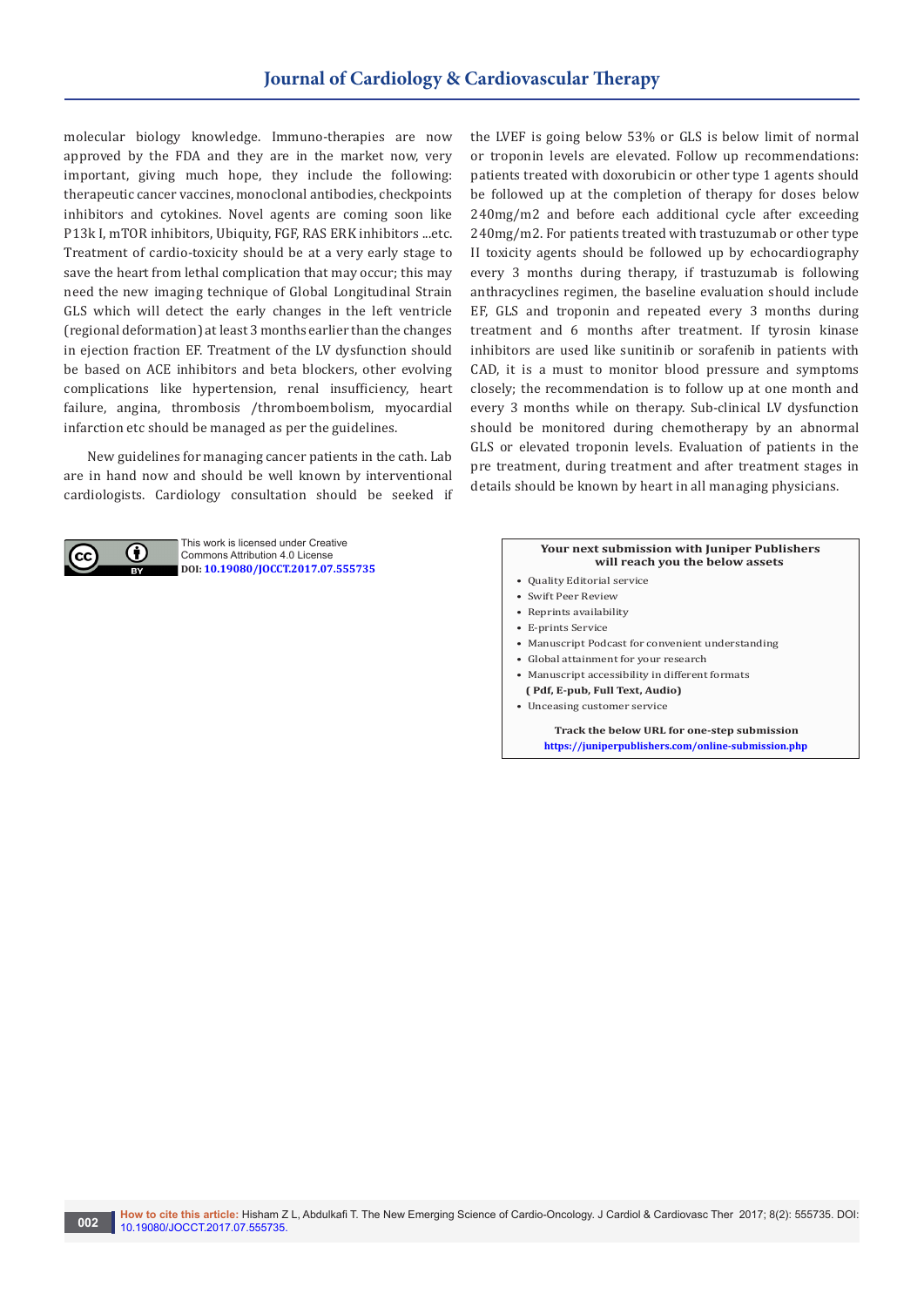molecular biology knowledge. Immuno-therapies are now approved by the FDA and they are in the market now, very important, giving much hope, they include the following: therapeutic cancer vaccines, monoclonal antibodies, checkpoints inhibitors and cytokines. Novel agents are coming soon like P13k I, mTOR inhibitors, Ubiquity, FGF, RAS ERK inhibitors ...etc. Treatment of cardio-toxicity should be at a very early stage to save the heart from lethal complication that may occur; this may need the new imaging technique of Global Longitudinal Strain GLS which will detect the early changes in the left ventricle (regional deformation) at least 3 months earlier than the changes in ejection fraction EF. Treatment of the LV dysfunction should be based on ACE inhibitors and beta blockers, other evolving complications like hypertension, renal insufficiency, heart failure, angina, thrombosis /thromboembolism, myocardial infarction etc should be managed as per the guidelines.

New guidelines for managing cancer patients in the cath. Lab are in hand now and should be well known by interventional cardiologists. Cardiology consultation should be seeked if the LVEF is going below 53% or GLS is below limit of normal or troponin levels are elevated. Follow up recommendations: patients treated with doxorubicin or other type 1 agents should be followed up at the completion of therapy for doses below 240mg/m2 and before each additional cycle after exceeding 240mg/m2. For patients treated with trastuzumab or other type II toxicity agents should be followed up by echocardiography every 3 months during therapy, if trastuzumab is following anthracyclines regimen, the baseline evaluation should include EF, GLS and troponin and repeated every 3 months during treatment and 6 months after treatment. If tyrosin kinase inhibitors are used like sunitinib or sorafenib in patients with CAD, it is a must to monitor blood pressure and symptoms closely; the recommendation is to follow up at one month and every 3 months while on therapy. Sub-clinical LV dysfunction should be monitored during chemotherapy by an abnormal GLS or elevated troponin levels. Evaluation of patients in the pre treatment, during treatment and after treatment stages in details should be known by heart in all managing physicians.

This work is licensed under Creative Commons Attribution 4.0 License
**DOI:** 10.19080/JOCCT.2017.07.555735

**Your next submission with Juniper Publishers will reach you the below assets**

- Quality Editorial service
- Swift Peer Review
- Reprints availability
- E-prints Service
- Manuscript Podcast for convenient understanding
- Global attainment for your research
- Manuscript accessibility in different formats
  **( Pdf, E-pub, Full Text, Audio)**
- Unceasing customer service

**Track the below URL for one-step submission**
https://juniperpublishers.com/online-submission.php

**How to cite this article:** Hisham Z L, Abdulkafi T. The New Emerging Science of Cardio-Oncology. J Cardiol & Cardiovasc Ther 2017; 8(2): 555735. DOI: 10.19080/JOCCT.2017.07.555735.